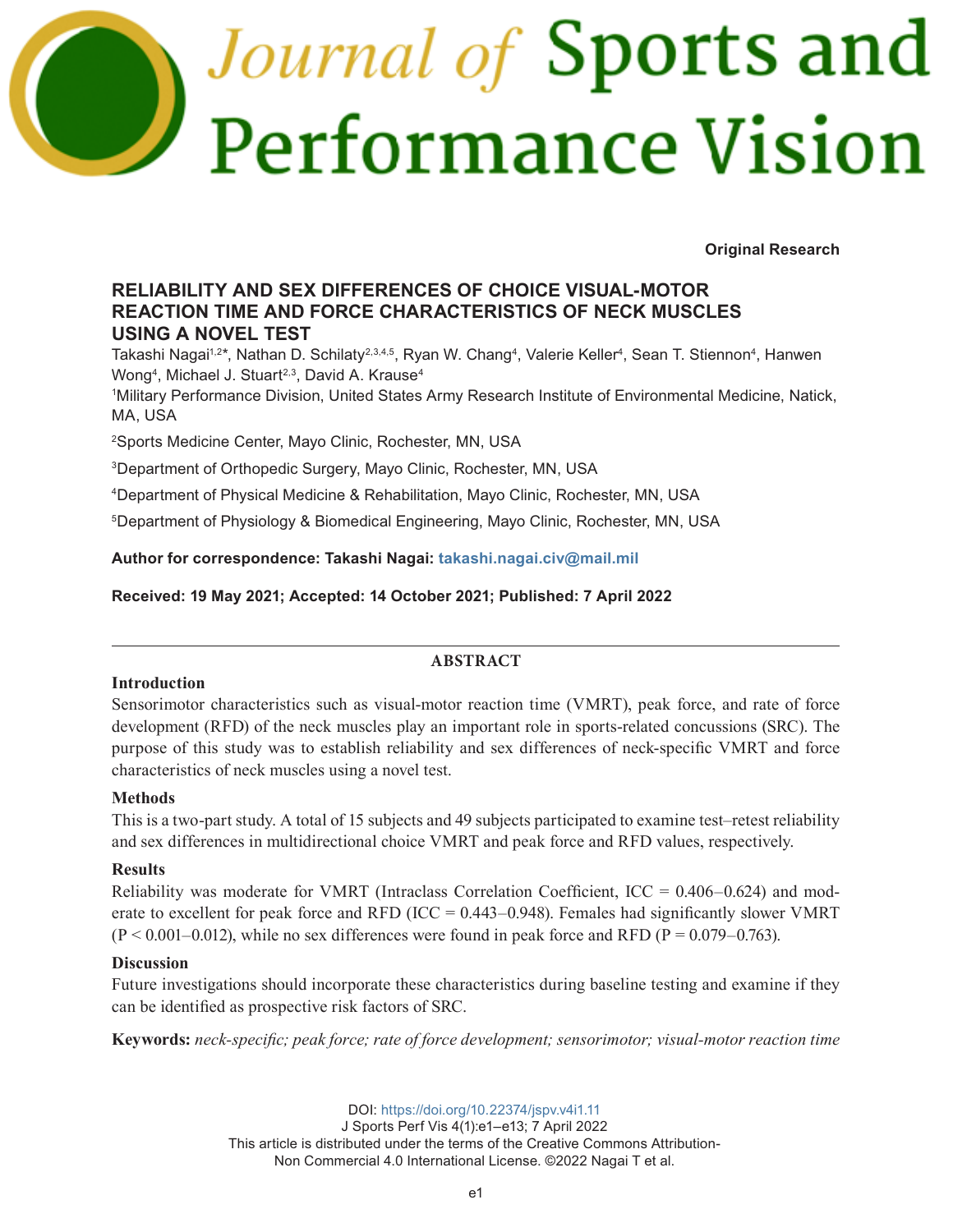# Journal of Sports and Performance Vision

**Original Research**

## RELIABILITY AND SEX DIFFERENCES OF CHOICE VISUAL-MOTOR REACTION TIME AND FORCE CHARACTERISTICS OF NECK MUSCLES USING A NOVEL TEST

Takashi Nagai[1,2]*, Nathan D. Schilaty[2,3,4,5], Ryan W. Chang[4], Valerie Keller[4], Sean T. Stiennon[4], Hanwen Wong[4], Michael J. Stuart[2,3], David A. Krause[4]

[1]Military Performance Division, United States Army Research Institute of Environmental Medicine, Natick, MA, USA

[2]Sports Medicine Center, Mayo Clinic, Rochester, MN, USA

[3]Department of Orthopedic Surgery, Mayo Clinic, Rochester, MN, USA

[4]Department of Physical Medicine & Rehabilitation, Mayo Clinic, Rochester, MN, USA

[5]Department of Physiology & Biomedical Engineering, Mayo Clinic, Rochester, MN, USA

**Author for correspondence: Takashi Nagai: takashi.nagai.civ@mail.mil**

**Received: 19 May 2021; Accepted: 14 October 2021; Published: 7 April 2022**

---

### ABSTRACT

**Introduction**

Sensorimotor characteristics such as visual-motor reaction time (VMRT), peak force, and rate of force development (RFD) of the neck muscles play an important role in sports-related concussions (SRC). The purpose of this study was to establish reliability and sex differences of neck-specific VMRT and force characteristics of neck muscles using a novel test.

**Methods**

This is a two-part study. A total of 15 subjects and 49 subjects participated to examine test–retest reliability and sex differences in multidirectional choice VMRT and peak force and RFD values, respectively.

**Results**

Reliability was moderate for VMRT (Intraclass Correlation Coefficient, ICC = 0.406–0.624) and moderate to excellent for peak force and RFD (ICC = 0.443–0.948). Females had significantly slower VMRT ($P < 0.001$–$0.012$), while no sex differences were found in peak force and RFD ($P = 0.079$–$0.763$).

**Discussion**

Future investigations should incorporate these characteristics during baseline testing and examine if they can be identified as prospective risk factors of SRC.

**Keywords:** *neck-specific; peak force; rate of force development; sensorimotor; visual-motor reaction time*

DOI: https://doi.org/10.22374/jspv.v4i1.11
J Sports Perf Vis 4(1):e1–e13; 7 April 2022
This article is distributed under the terms of the Creative Commons Attribution-Non Commercial 4.0 International License. ©2022 Nagai T et al.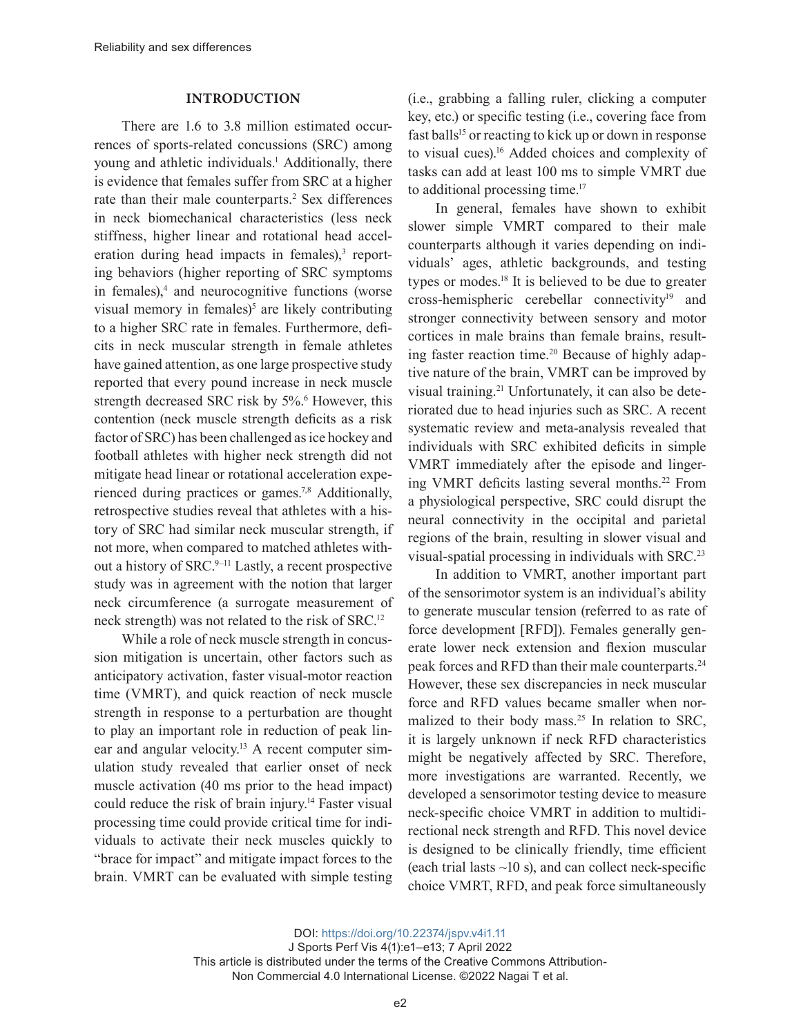## INTRODUCTION

There are 1.6 to 3.8 million estimated occurrences of sports-related concussions (SRC) among young and athletic individuals.[1] Additionally, there is evidence that females suffer from SRC at a higher rate than their male counterparts.[2] Sex differences in neck biomechanical characteristics (less neck stiffness, higher linear and rotational head acceleration during head impacts in females),[3] reporting behaviors (higher reporting of SRC symptoms in females),[4] and neurocognitive functions (worse visual memory in females)[5] are likely contributing to a higher SRC rate in females. Furthermore, deficits in neck muscular strength in female athletes have gained attention, as one large prospective study reported that every pound increase in neck muscle strength decreased SRC risk by 5%.[6] However, this contention (neck muscle strength deficits as a risk factor of SRC) has been challenged as ice hockey and football athletes with higher neck strength did not mitigate head linear or rotational acceleration experienced during practices or games.[7,8] Additionally, retrospective studies reveal that athletes with a history of SRC had similar neck muscular strength, if not more, when compared to matched athletes without a history of SRC.[9–11] Lastly, a recent prospective study was in agreement with the notion that larger neck circumference (a surrogate measurement of neck strength) was not related to the risk of SRC.[12]

While a role of neck muscle strength in concussion mitigation is uncertain, other factors such as anticipatory activation, faster visual-motor reaction time (VMRT), and quick reaction of neck muscle strength in response to a perturbation are thought to play an important role in reduction of peak linear and angular velocity.[13] A recent computer simulation study revealed that earlier onset of neck muscle activation (40 ms prior to the head impact) could reduce the risk of brain injury.[14] Faster visual processing time could provide critical time for individuals to activate their neck muscles quickly to "brace for impact" and mitigate impact forces to the brain. VMRT can be evaluated with simple testing (i.e., grabbing a falling ruler, clicking a computer key, etc.) or specific testing (i.e., covering face from fast balls[15] or reacting to kick up or down in response to visual cues).[16] Added choices and complexity of tasks can add at least 100 ms to simple VMRT due to additional processing time.[17]

In general, females have shown to exhibit slower simple VMRT compared to their male counterparts although it varies depending on individuals' ages, athletic backgrounds, and testing types or modes.[18] It is believed to be due to greater cross-hemispheric cerebellar connectivity[19] and stronger connectivity between sensory and motor cortices in male brains than female brains, resulting faster reaction time.[20] Because of highly adaptive nature of the brain, VMRT can be improved by visual training.[21] Unfortunately, it can also be deteriorated due to head injuries such as SRC. A recent systematic review and meta-analysis revealed that individuals with SRC exhibited deficits in simple VMRT immediately after the episode and lingering VMRT deficits lasting several months.[22] From a physiological perspective, SRC could disrupt the neural connectivity in the occipital and parietal regions of the brain, resulting in slower visual and visual-spatial processing in individuals with SRC.[23]

In addition to VMRT, another important part of the sensorimotor system is an individual's ability to generate muscular tension (referred to as rate of force development [RFD]). Females generally generate lower neck extension and flexion muscular peak forces and RFD than their male counterparts.[24] However, these sex discrepancies in neck muscular force and RFD values became smaller when normalized to their body mass.[25] In relation to SRC, it is largely unknown if neck RFD characteristics might be negatively affected by SRC. Therefore, more investigations are warranted. Recently, we developed a sensorimotor testing device to measure neck-specific choice VMRT in addition to multidirectional neck strength and RFD. This novel device is designed to be clinically friendly, time efficient (each trial lasts ~10 s), and can collect neck-specific choice VMRT, RFD, and peak force simultaneously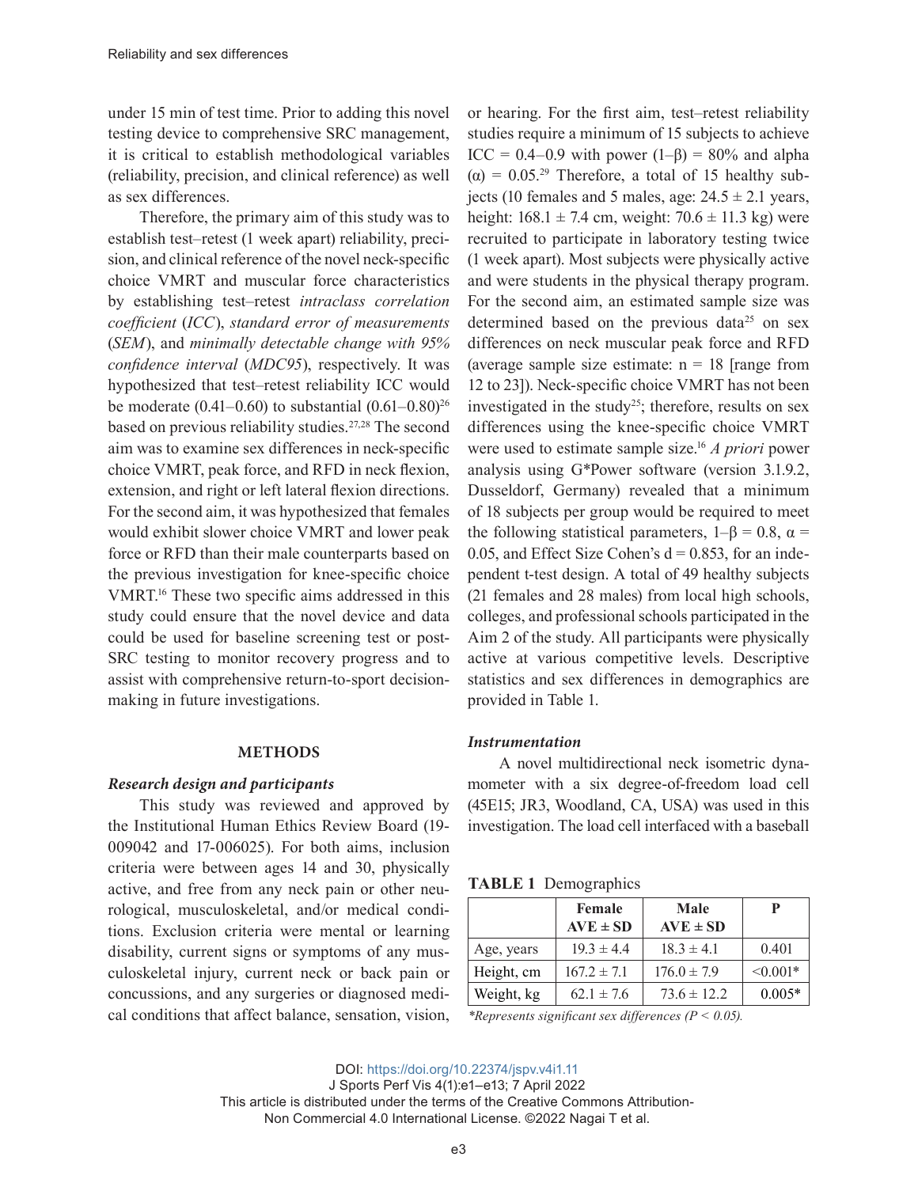under 15 min of test time. Prior to adding this novel testing device to comprehensive SRC management, it is critical to establish methodological variables (reliability, precision, and clinical reference) as well as sex differences.

Therefore, the primary aim of this study was to establish test–retest (1 week apart) reliability, precision, and clinical reference of the novel neck-specific choice VMRT and muscular force characteristics by establishing test–retest *intraclass correlation coefficient* (*ICC*), *standard error of measurements* (*SEM*), and *minimally detectable change with 95% confidence interval* (*MDC95*), respectively. It was hypothesized that test–retest reliability ICC would be moderate (0.41–0.60) to substantial (0.61–0.80)[26] based on previous reliability studies.[27,28] The second aim was to examine sex differences in neck-specific choice VMRT, peak force, and RFD in neck flexion, extension, and right or left lateral flexion directions. For the second aim, it was hypothesized that females would exhibit slower choice VMRT and lower peak force or RFD than their male counterparts based on the previous investigation for knee-specific choice VMRT.[16] These two specific aims addressed in this study could ensure that the novel device and data could be used for baseline screening test or post-SRC testing to monitor recovery progress and to assist with comprehensive return-to-sport decision-making in future investigations.

## METHODS

### *Research design and participants*

This study was reviewed and approved by the Institutional Human Ethics Review Board (19-009042 and 17-006025). For both aims, inclusion criteria were between ages 14 and 30, physically active, and free from any neck pain or other neurological, musculoskeletal, and/or medical conditions. Exclusion criteria were mental or learning disability, current signs or symptoms of any musculoskeletal injury, current neck or back pain or concussions, and any surgeries or diagnosed medical conditions that affect balance, sensation, vision, or hearing. For the first aim, test–retest reliability studies require a minimum of 15 subjects to achieve ICC = 0.4–0.9 with power ($1-\beta$) = 80% and alpha ($\alpha$) = 0.05.[29] Therefore, a total of 15 healthy subjects (10 females and 5 males, age: 24.5 ± 2.1 years, height: 168.1 ± 7.4 cm, weight: 70.6 ± 11.3 kg) were recruited to participate in laboratory testing twice (1 week apart). Most subjects were physically active and were students in the physical therapy program. For the second aim, an estimated sample size was determined based on the previous data[25] on sex differences on neck muscular peak force and RFD (average sample size estimate: n = 18 [range from 12 to 23]). Neck-specific choice VMRT has not been investigated in the study[25]; therefore, results on sex differences using the knee-specific choice VMRT were used to estimate sample size.[16] *A priori* power analysis using G*Power software (version 3.1.9.2, Dusseldorf, Germany) revealed that a minimum of 18 subjects per group would be required to meet the following statistical parameters, $1-\beta = 0.8$, $\alpha = 0.05$, and Effect Size Cohen's d = 0.853, for an independent t-test design. A total of 49 healthy subjects (21 females and 28 males) from local high schools, colleges, and professional schools participated in the Aim 2 of the study. All participants were physically active at various competitive levels. Descriptive statistics and sex differences in demographics are provided in Table 1.

### *Instrumentation*

A novel multidirectional neck isometric dynamometer with a six degree-of-freedom load cell (45E15; JR3, Woodland, CA, USA) was used in this investigation. The load cell interfaced with a baseball

**TABLE 1** Demographics

| | Female AVE ± SD | Male AVE ± SD | P |
|---|---|---|---|
| Age, years | 19.3 ± 4.4 | 18.3 ± 4.1 | 0.401 |
| Height, cm | 167.2 ± 7.1 | 176.0 ± 7.9 | <0.001* |
| Weight, kg | 62.1 ± 7.6 | 73.6 ± 12.2 | 0.005* |

*\*Represents significant sex differences (P < 0.05).*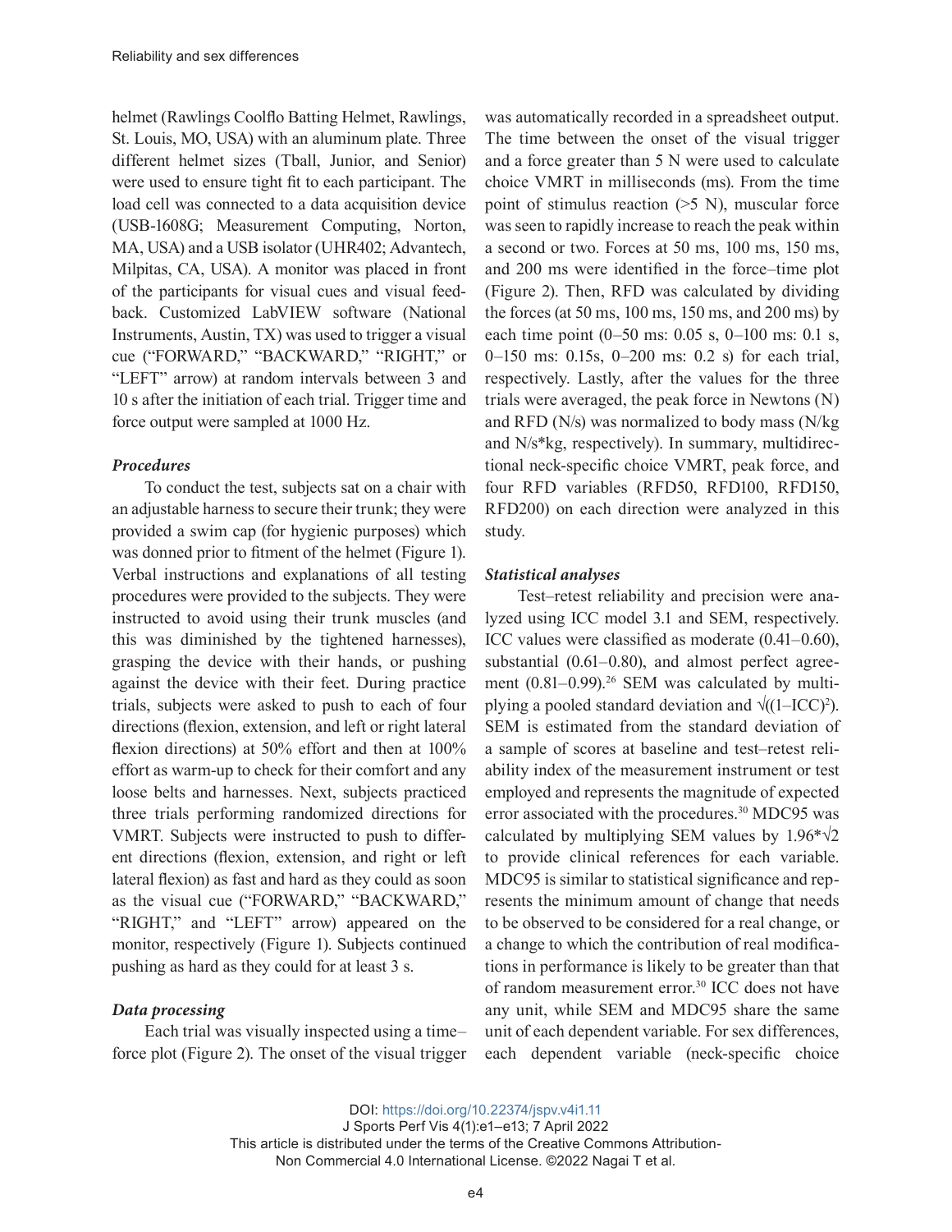helmet (Rawlings Coolflo Batting Helmet, Rawlings, St. Louis, MO, USA) with an aluminum plate. Three different helmet sizes (Tball, Junior, and Senior) were used to ensure tight fit to each participant. The load cell was connected to a data acquisition device (USB-1608G; Measurement Computing, Norton, MA, USA) and a USB isolator (UHR402; Advantech, Milpitas, CA, USA). A monitor was placed in front of the participants for visual cues and visual feedback. Customized LabVIEW software (National Instruments, Austin, TX) was used to trigger a visual cue ("FORWARD," "BACKWARD," "RIGHT," or "LEFT" arrow) at random intervals between 3 and 10 s after the initiation of each trial. Trigger time and force output were sampled at 1000 Hz.

### *Procedures*

To conduct the test, subjects sat on a chair with an adjustable harness to secure their trunk; they were provided a swim cap (for hygienic purposes) which was donned prior to fitment of the helmet (Figure 1). Verbal instructions and explanations of all testing procedures were provided to the subjects. They were instructed to avoid using their trunk muscles (and this was diminished by the tightened harnesses), grasping the device with their hands, or pushing against the device with their feet. During practice trials, subjects were asked to push to each of four directions (flexion, extension, and left or right lateral flexion directions) at 50% effort and then at 100% effort as warm-up to check for their comfort and any loose belts and harnesses. Next, subjects practiced three trials performing randomized directions for VMRT. Subjects were instructed to push to different directions (flexion, extension, and right or left lateral flexion) as fast and hard as they could as soon as the visual cue ("FORWARD," "BACKWARD," "RIGHT," and "LEFT" arrow) appeared on the monitor, respectively (Figure 1). Subjects continued pushing as hard as they could for at least 3 s.

### *Data processing*

Each trial was visually inspected using a time–force plot (Figure 2). The onset of the visual trigger was automatically recorded in a spreadsheet output. The time between the onset of the visual trigger and a force greater than 5 N were used to calculate choice VMRT in milliseconds (ms). From the time point of stimulus reaction (>5 N), muscular force was seen to rapidly increase to reach the peak within a second or two. Forces at 50 ms, 100 ms, 150 ms, and 200 ms were identified in the force–time plot (Figure 2). Then, RFD was calculated by dividing the forces (at 50 ms, 100 ms, 150 ms, and 200 ms) by each time point (0–50 ms: 0.05 s, 0–100 ms: 0.1 s, 0–150 ms: 0.15s, 0–200 ms: 0.2 s) for each trial, respectively. Lastly, after the values for the three trials were averaged, the peak force in Newtons (N) and RFD (N/s) was normalized to body mass (N/kg and N/s*kg, respectively). In summary, multidirectional neck-specific choice VMRT, peak force, and four RFD variables (RFD50, RFD100, RFD150, RFD200) on each direction were analyzed in this study.

### *Statistical analyses*

Test–retest reliability and precision were analyzed using ICC model 3.1 and SEM, respectively. ICC values were classified as moderate (0.41–0.60), substantial (0.61–0.80), and almost perfect agreement (0.81–0.99).[26] SEM was calculated by multiplying a pooled standard deviation and $\sqrt{((1–ICC)^2)}$. SEM is estimated from the standard deviation of a sample of scores at baseline and test–retest reliability index of the measurement instrument or test employed and represents the magnitude of expected error associated with the procedures.[30] MDC95 was calculated by multiplying SEM values by $1.96*\sqrt{2}$ to provide clinical references for each variable. MDC95 is similar to statistical significance and represents the minimum amount of change that needs to be observed to be considered for a real change, or a change to which the contribution of real modifications in performance is likely to be greater than that of random measurement error.[30] ICC does not have any unit, while SEM and MDC95 share the same unit of each dependent variable. For sex differences, each dependent variable (neck-specific choice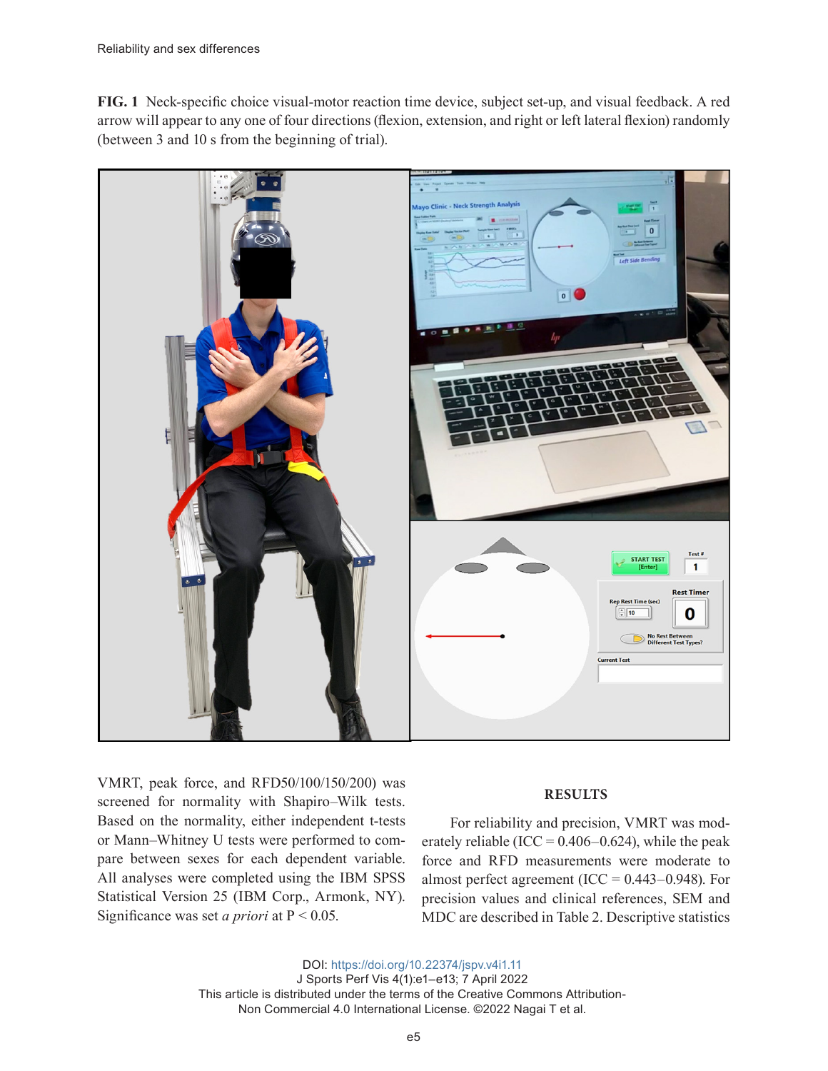**FIG. 1** Neck-specific choice visual-motor reaction time device, subject set-up, and visual feedback. A red arrow will appear to any one of four directions (flexion, extension, and right or left lateral flexion) randomly (between 3 and 10 s from the beginning of trial).

VMRT, peak force, and RFD50/100/150/200) was screened for normality with Shapiro–Wilk tests. Based on the normality, either independent t-tests or Mann–Whitney U tests were performed to compare between sexes for each dependent variable. All analyses were completed using the IBM SPSS Statistical Version 25 (IBM Corp., Armonk, NY). Significance was set *a priori* at $P < 0.05$.

## RESULTS

For reliability and precision, VMRT was moderately reliable (ICC = 0.406–0.624), while the peak force and RFD measurements were moderate to almost perfect agreement (ICC = 0.443–0.948). For precision values and clinical references, SEM and MDC are described in Table 2. Descriptive statistics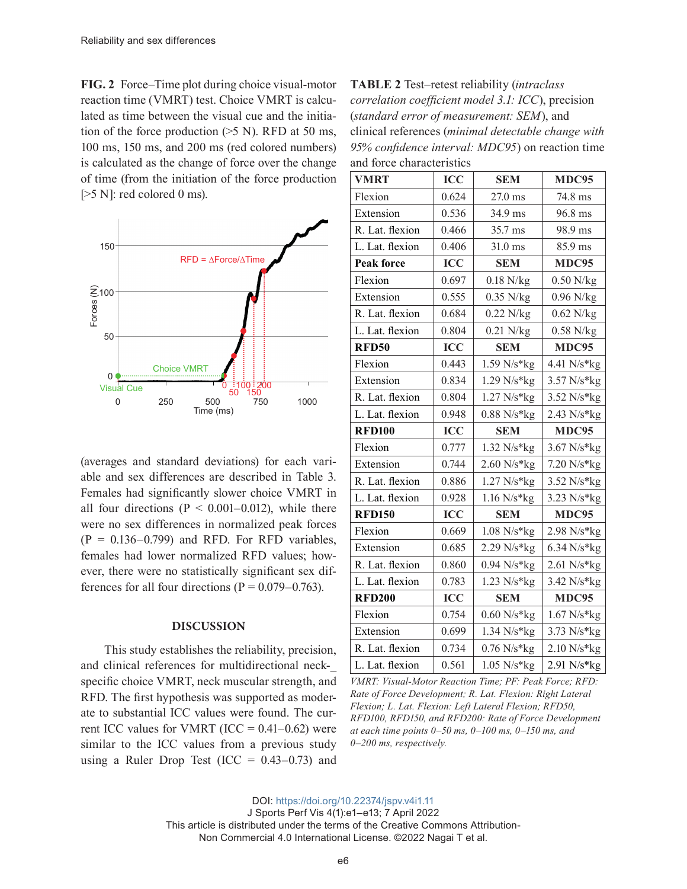**FIG. 2** Force–Time plot during choice visual-motor reaction time (VMRT) test. Choice VMRT is calculated as time between the visual cue and the initiation of the force production (>5 N). RFD at 50 ms, 100 ms, 150 ms, and 200 ms (red colored numbers) is calculated as the change of force over the change of time (from the initiation of the force production [>5 N]: red colored 0 ms).

(averages and standard deviations) for each variable and sex differences are described in Table 3. Females had significantly slower choice VMRT in all four directions ($P < 0.001$–$0.012$), while there were no sex differences in normalized peak forces ($P = 0.136$–$0.799$) and RFD. For RFD variables, females had lower normalized RFD values; however, there were no statistically significant sex differences for all four directions ($P = 0.079$–$0.763$).

## DISCUSSION

This study establishes the reliability, precision, and clinical references for multidirectional neck-specific choice VMRT, neck muscular strength, and RFD. The first hypothesis was supported as moderate to substantial ICC values were found. The current ICC values for VMRT (ICC = 0.41–0.62) were similar to the ICC values from a previous study using a Ruler Drop Test (ICC = 0.43–0.73) and

**TABLE 2** Test–retest reliability (*intraclass correlation coefficient model 3.1: ICC*), precision (*standard error of measurement: SEM*), and clinical references (*minimal detectable change with 95% confidence interval: MDC95*) on reaction time and force characteristics

| **VMRT** | **ICC** | **SEM** | **MDC95** |
|---|---|---|---|
| Flexion | 0.624 | 27.0 ms | 74.8 ms |
| Extension | 0.536 | 34.9 ms | 96.8 ms |
| R. Lat. flexion | 0.466 | 35.7 ms | 98.9 ms |
| L. Lat. flexion | 0.406 | 31.0 ms | 85.9 ms |
| **Peak force** | **ICC** | **SEM** | **MDC95** |
| Flexion | 0.697 | 0.18 N/kg | 0.50 N/kg |
| Extension | 0.555 | 0.35 N/kg | 0.96 N/kg |
| R. Lat. flexion | 0.684 | 0.22 N/kg | 0.62 N/kg |
| L. Lat. flexion | 0.804 | 0.21 N/kg | 0.58 N/kg |
| **RFD50** | **ICC** | **SEM** | **MDC95** |
| Flexion | 0.443 | 1.59 N/s*kg | 4.41 N/s*kg |
| Extension | 0.834 | 1.29 N/s*kg | 3.57 N/s*kg |
| R. Lat. flexion | 0.804 | 1.27 N/s*kg | 3.52 N/s*kg |
| L. Lat. flexion | 0.948 | 0.88 N/s*kg | 2.43 N/s*kg |
| **RFD100** | **ICC** | **SEM** | **MDC95** |
| Flexion | 0.777 | 1.32 N/s*kg | 3.67 N/s*kg |
| Extension | 0.744 | 2.60 N/s*kg | 7.20 N/s*kg |
| R. Lat. flexion | 0.886 | 1.27 N/s*kg | 3.52 N/s*kg |
| L. Lat. flexion | 0.928 | 1.16 N/s*kg | 3.23 N/s*kg |
| **RFD150** | **ICC** | **SEM** | **MDC95** |
| Flexion | 0.669 | 1.08 N/s*kg | 2.98 N/s*kg |
| Extension | 0.685 | 2.29 N/s*kg | 6.34 N/s*kg |
| R. Lat. flexion | 0.860 | 0.94 N/s*kg | 2.61 N/s*kg |
| L. Lat. flexion | 0.783 | 1.23 N/s*kg | 3.42 N/s*kg |
| **RFD200** | **ICC** | **SEM** | **MDC95** |
| Flexion | 0.754 | 0.60 N/s*kg | 1.67 N/s*kg |
| Extension | 0.699 | 1.34 N/s*kg | 3.73 N/s*kg |
| R. Lat. flexion | 0.734 | 0.76 N/s*kg | 2.10 N/s*kg |
| L. Lat. flexion | 0.561 | 1.05 N/s*kg | 2.91 N/s*kg |

*VMRT: Visual-Motor Reaction Time; PF: Peak Force; RFD: Rate of Force Development; R. Lat. Flexion: Right Lateral Flexion; L. Lat. Flexion: Left Lateral Flexion; RFD50, RFD100, RFD150, and RFD200: Rate of Force Development at each time points 0–50 ms, 0–100 ms, 0–150 ms, and 0–200 ms, respectively.*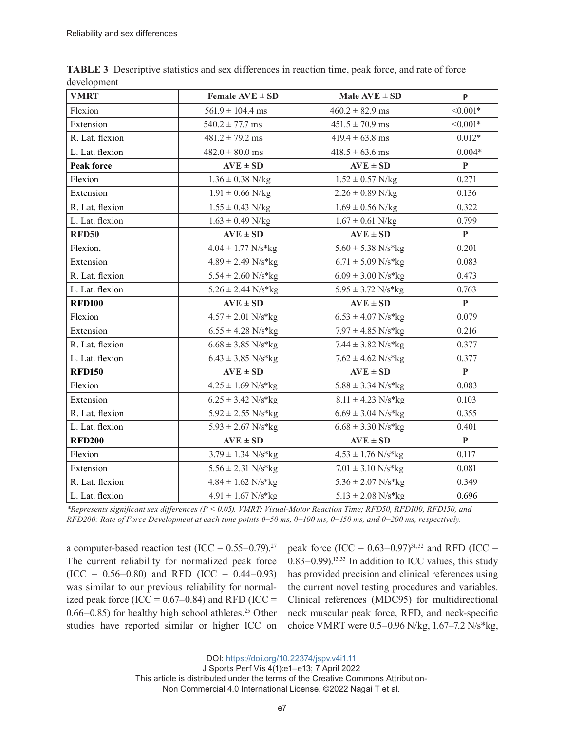**TABLE 3** Descriptive statistics and sex differences in reaction time, peak force, and rate of force development

| VMRT | Female AVE ± SD | Male AVE ± SD | P |
|---|---|---|---|
| Flexion | 561.9 ± 104.4 ms | 460.2 ± 82.9 ms | <0.001* |
| Extension | 540.2 ± 77.7 ms | 451.5 ± 70.9 ms | <0.001* |
| R. Lat. flexion | 481.2 ± 79.2 ms | 419.4 ± 63.8 ms | 0.012* |
| L. Lat. flexion | 482.0 ± 80.0 ms | 418.5 ± 63.6 ms | 0.004* |
| **Peak force** | **AVE ± SD** | **AVE ± SD** | **P** |
| Flexion | 1.36 ± 0.38 N/kg | 1.52 ± 0.57 N/kg | 0.271 |
| Extension | 1.91 ± 0.66 N/kg | 2.26 ± 0.89 N/kg | 0.136 |
| R. Lat. flexion | 1.55 ± 0.43 N/kg | 1.69 ± 0.56 N/kg | 0.322 |
| L. Lat. flexion | 1.63 ± 0.49 N/kg | 1.67 ± 0.61 N/kg | 0.799 |
| **RFD50** | **AVE ± SD** | **AVE ± SD** | **P** |
| Flexion, | 4.04 ± 1.77 N/s*kg | 5.60 ± 5.38 N/s*kg | 0.201 |
| Extension | 4.89 ± 2.49 N/s*kg | 6.71 ± 5.09 N/s*kg | 0.083 |
| R. Lat. flexion | 5.54 ± 2.60 N/s*kg | 6.09 ± 3.00 N/s*kg | 0.473 |
| L. Lat. flexion | 5.26 ± 2.44 N/s*kg | 5.95 ± 3.72 N/s*kg | 0.763 |
| **RFD100** | **AVE ± SD** | **AVE ± SD** | **P** |
| Flexion | 4.57 ± 2.01 N/s*kg | 6.53 ± 4.07 N/s*kg | 0.079 |
| Extension | 6.55 ± 4.28 N/s*kg | 7.97 ± 4.85 N/s*kg | 0.216 |
| R. Lat. flexion | 6.68 ± 3.85 N/s*kg | 7.44 ± 3.82 N/s*kg | 0.377 |
| L. Lat. flexion | 6.43 ± 3.85 N/s*kg | 7.62 ± 4.62 N/s*kg | 0.377 |
| **RFD150** | **AVE ± SD** | **AVE ± SD** | **P** |
| Flexion | 4.25 ± 1.69 N/s*kg | 5.88 ± 3.34 N/s*kg | 0.083 |
| Extension | 6.25 ± 3.42 N/s*kg | 8.11 ± 4.23 N/s*kg | 0.103 |
| R. Lat. flexion | 5.92 ± 2.55 N/s*kg | 6.69 ± 3.04 N/s*kg | 0.355 |
| L. Lat. flexion | 5.93 ± 2.67 N/s*kg | 6.68 ± 3.30 N/s*kg | 0.401 |
| **RFD200** | **AVE ± SD** | **AVE ± SD** | **P** |
| Flexion | 3.79 ± 1.34 N/s*kg | 4.53 ± 1.76 N/s*kg | 0.117 |
| Extension | 5.56 ± 2.31 N/s*kg | 7.01 ± 3.10 N/s*kg | 0.081 |
| R. Lat. flexion | 4.84 ± 1.62 N/s*kg | 5.36 ± 2.07 N/s*kg | 0.349 |
| L. Lat. flexion | 4.91 ± 1.67 N/s*kg | 5.13 ± 2.08 N/s*kg | 0.696 |

*\*Represents significant sex differences ($P < 0.05$). VMRT: Visual-Motor Reaction Time; RFD50, RFD100, RFD150, and RFD200: Rate of Force Development at each time points 0–50 ms, 0–100 ms, 0–150 ms, and 0–200 ms, respectively.*

a computer-based reaction test (ICC = 0.55–0.79).[27] The current reliability for normalized peak force (ICC = 0.56–0.80) and RFD (ICC = 0.44–0.93) was similar to our previous reliability for normalized peak force (ICC = 0.67–0.84) and RFD (ICC = 0.66–0.85) for healthy high school athletes.[25] Other studies have reported similar or higher ICC on peak force (ICC = 0.63–0.97)[31,32] and RFD (ICC = 0.83–0.99).[13,33] In addition to ICC values, this study has provided precision and clinical references using the current novel testing procedures and variables. Clinical references (MDC95) for multidirectional neck muscular peak force, RFD, and neck-specific choice VMRT were 0.5–0.96 N/kg, 1.67–7.2 N/s*kg,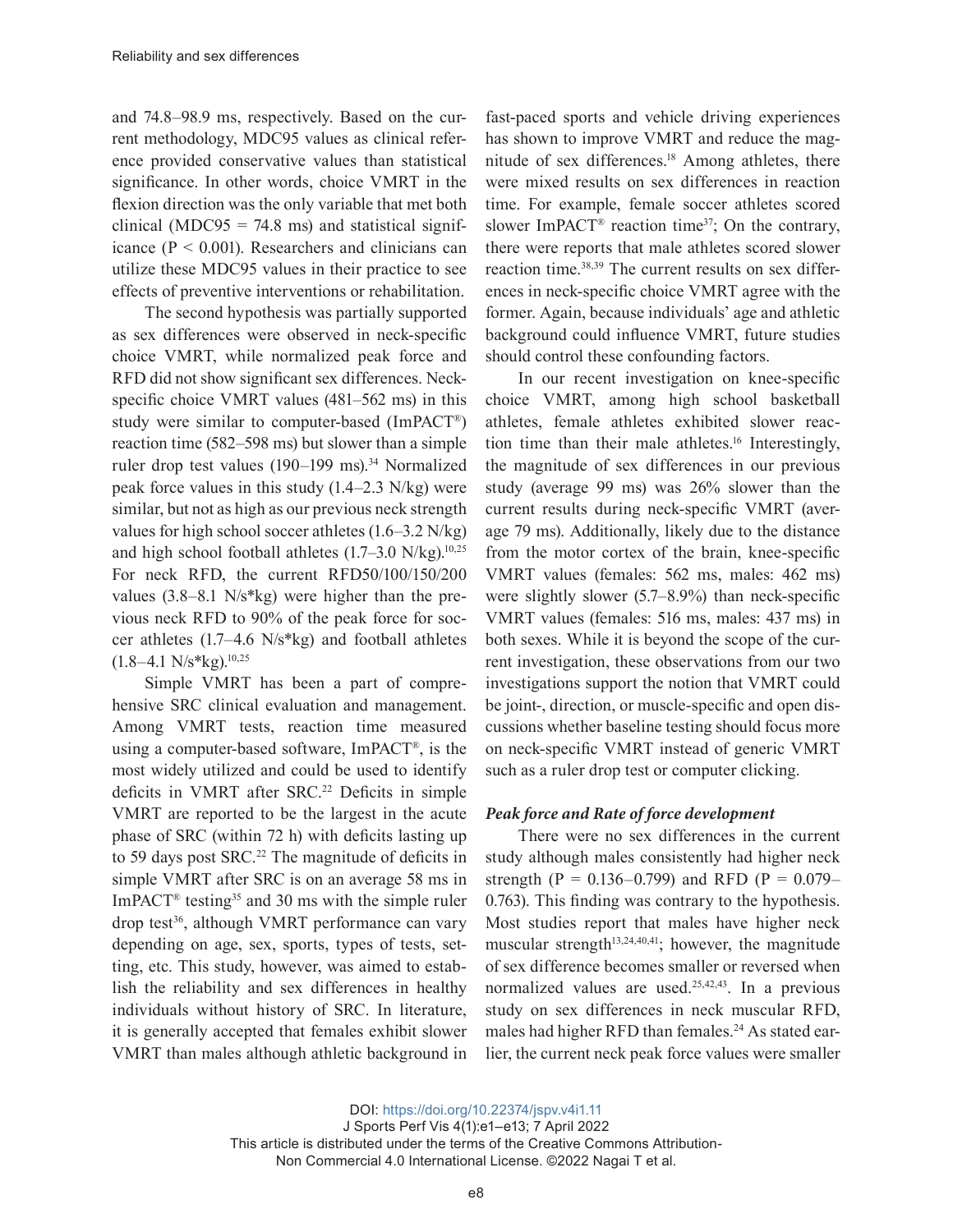and 74.8–98.9 ms, respectively. Based on the current methodology, MDC95 values as clinical reference provided conservative values than statistical significance. In other words, choice VMRT in the flexion direction was the only variable that met both clinical (MDC95 = 74.8 ms) and statistical significance ($P < 0.001$). Researchers and clinicians can utilize these MDC95 values in their practice to see effects of preventive interventions or rehabilitation.

The second hypothesis was partially supported as sex differences were observed in neck-specific choice VMRT, while normalized peak force and RFD did not show significant sex differences. Neck-specific choice VMRT values (481–562 ms) in this study were similar to computer-based (ImPACT®) reaction time (582–598 ms) but slower than a simple ruler drop test values (190–199 ms).[34] Normalized peak force values in this study (1.4–2.3 N/kg) were similar, but not as high as our previous neck strength values for high school soccer athletes (1.6–3.2 N/kg) and high school football athletes (1.7–3.0 N/kg).[10,25] For neck RFD, the current RFD50/100/150/200 values (3.8–8.1 N/s*kg) were higher than the previous neck RFD to 90% of the peak force for soccer athletes (1.7–4.6 N/s*kg) and football athletes (1.8–4.1 N/s*kg).[10,25]

Simple VMRT has been a part of comprehensive SRC clinical evaluation and management. Among VMRT tests, reaction time measured using a computer-based software, ImPACT®, is the most widely utilized and could be used to identify deficits in VMRT after SRC.[22] Deficits in simple VMRT are reported to be the largest in the acute phase of SRC (within 72 h) with deficits lasting up to 59 days post SRC.[22] The magnitude of deficits in simple VMRT after SRC is on an average 58 ms in ImPACT® testing[35] and 30 ms with the simple ruler drop test[36], although VMRT performance can vary depending on age, sex, sports, types of tests, setting, etc. This study, however, was aimed to establish the reliability and sex differences in healthy individuals without history of SRC. In literature, it is generally accepted that females exhibit slower VMRT than males although athletic background in fast-paced sports and vehicle driving experiences has shown to improve VMRT and reduce the magnitude of sex differences.[18] Among athletes, there were mixed results on sex differences in reaction time. For example, female soccer athletes scored slower ImPACT® reaction time[37]; On the contrary, there were reports that male athletes scored slower reaction time.[38,39] The current results on sex differences in neck-specific choice VMRT agree with the former. Again, because individuals' age and athletic background could influence VMRT, future studies should control these confounding factors.

In our recent investigation on knee-specific choice VMRT, among high school basketball athletes, female athletes exhibited slower reaction time than their male athletes.[16] Interestingly, the magnitude of sex differences in our previous study (average 99 ms) was 26% slower than the current results during neck-specific VMRT (average 79 ms). Additionally, likely due to the distance from the motor cortex of the brain, knee-specific VMRT values (females: 562 ms, males: 462 ms) were slightly slower (5.7–8.9%) than neck-specific VMRT values (females: 516 ms, males: 437 ms) in both sexes. While it is beyond the scope of the current investigation, these observations from our two investigations support the notion that VMRT could be joint-, direction, or muscle-specific and open discussions whether baseline testing should focus more on neck-specific VMRT instead of generic VMRT such as a ruler drop test or computer clicking.

### *Peak force and Rate of force development*

There were no sex differences in the current study although males consistently had higher neck strength ($P = 0.136$–$0.799$) and RFD ($P = 0.079$–$0.763$). This finding was contrary to the hypothesis. Most studies report that males have higher neck muscular strength[13,24,40,41]; however, the magnitude of sex difference becomes smaller or reversed when normalized values are used.[25,42,43]. In a previous study on sex differences in neck muscular RFD, males had higher RFD than females.[24] As stated earlier, the current neck peak force values were smaller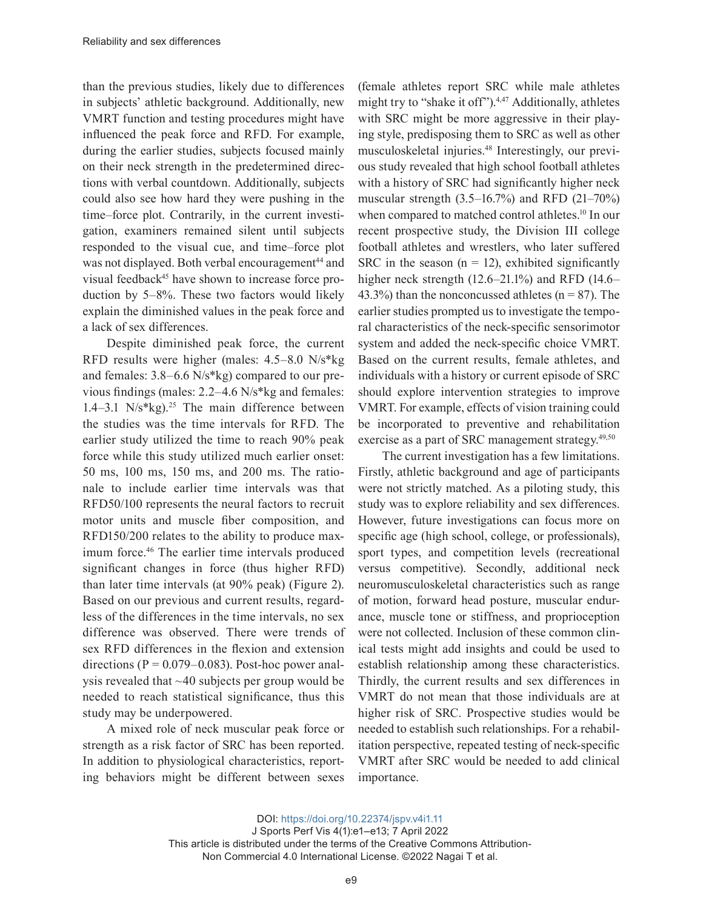than the previous studies, likely due to differences in subjects' athletic background. Additionally, new VMRT function and testing procedures might have influenced the peak force and RFD. For example, during the earlier studies, subjects focused mainly on their neck strength in the predetermined directions with verbal countdown. Additionally, subjects could also see how hard they were pushing in the time–force plot. Contrarily, in the current investigation, examiners remained silent until subjects responded to the visual cue, and time–force plot was not displayed. Both verbal encouragement[44] and visual feedback[45] have shown to increase force production by 5–8%. These two factors would likely explain the diminished values in the peak force and a lack of sex differences.

Despite diminished peak force, the current RFD results were higher (males: 4.5–8.0 N/s*kg and females: 3.8–6.6 N/s*kg) compared to our previous findings (males: 2.2–4.6 N/s*kg and females: 1.4–3.1 N/s*kg).[25] The main difference between the studies was the time intervals for RFD. The earlier study utilized the time to reach 90% peak force while this study utilized much earlier onset: 50 ms, 100 ms, 150 ms, and 200 ms. The rationale to include earlier time intervals was that RFD50/100 represents the neural factors to recruit motor units and muscle fiber composition, and RFD150/200 relates to the ability to produce maximum force.[46] The earlier time intervals produced significant changes in force (thus higher RFD) than later time intervals (at 90% peak) (Figure 2). Based on our previous and current results, regardless of the differences in the time intervals, no sex difference was observed. There were trends of sex RFD differences in the flexion and extension directions ($P = 0.079–0.083$). Post-hoc power analysis revealed that ~40 subjects per group would be needed to reach statistical significance, thus this study may be underpowered.

A mixed role of neck muscular peak force or strength as a risk factor of SRC has been reported. In addition to physiological characteristics, reporting behaviors might be different between sexes (female athletes report SRC while male athletes might try to "shake it off").[4,47] Additionally, athletes with SRC might be more aggressive in their playing style, predisposing them to SRC as well as other musculoskeletal injuries.[48] Interestingly, our previous study revealed that high school football athletes with a history of SRC had significantly higher neck muscular strength (3.5–16.7%) and RFD (21–70%) when compared to matched control athletes.[10] In our recent prospective study, the Division III college football athletes and wrestlers, who later suffered SRC in the season ($n = 12$), exhibited significantly higher neck strength (12.6–21.1%) and RFD (14.6–43.3%) than the nonconcussed athletes ($n = 87$). The earlier studies prompted us to investigate the temporal characteristics of the neck-specific sensorimotor system and added the neck-specific choice VMRT. Based on the current results, female athletes, and individuals with a history or current episode of SRC should explore intervention strategies to improve VMRT. For example, effects of vision training could be incorporated to preventive and rehabilitation exercise as a part of SRC management strategy.[49,50]

The current investigation has a few limitations. Firstly, athletic background and age of participants were not strictly matched. As a piloting study, this study was to explore reliability and sex differences. However, future investigations can focus more on specific age (high school, college, or professionals), sport types, and competition levels (recreational versus competitive). Secondly, additional neck neuromusculoskeletal characteristics such as range of motion, forward head posture, muscular endurance, muscle tone or stiffness, and proprioception were not collected. Inclusion of these common clinical tests might add insights and could be used to establish relationship among these characteristics. Thirdly, the current results and sex differences in VMRT do not mean that those individuals are at higher risk of SRC. Prospective studies would be needed to establish such relationships. For a rehabilitation perspective, repeated testing of neck-specific VMRT after SRC would be needed to add clinical importance.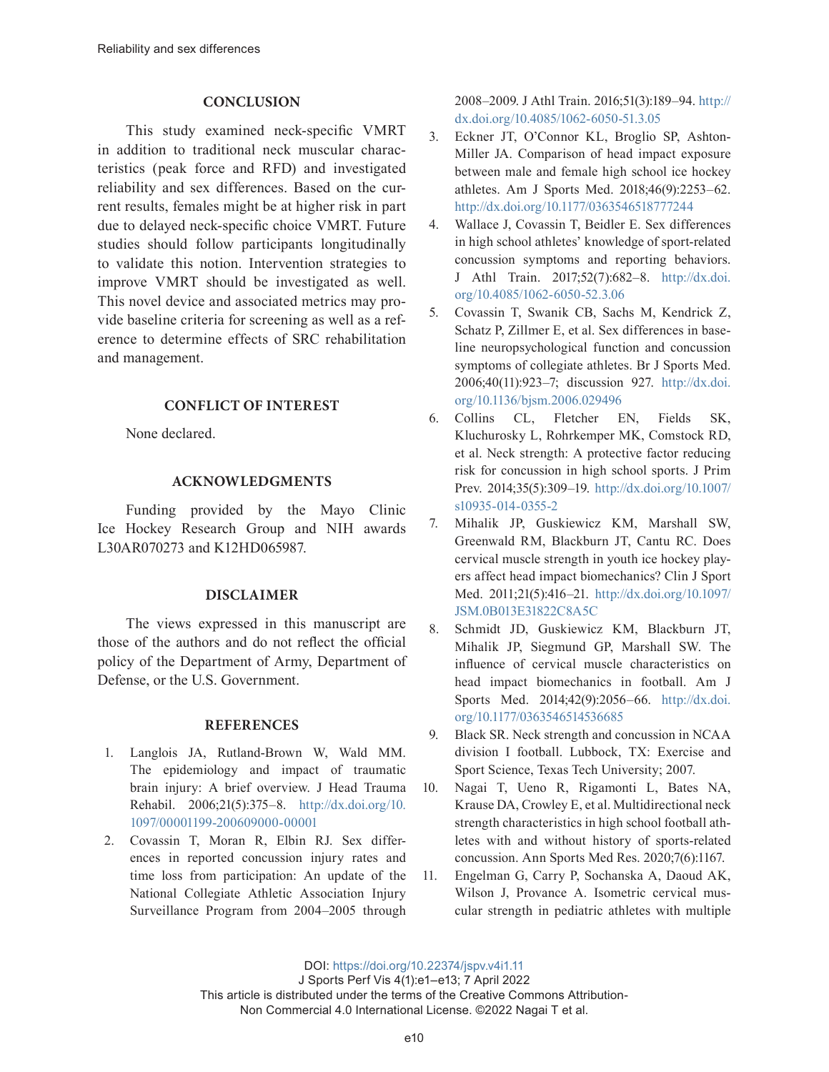## CONCLUSION

This study examined neck-specific VMRT in addition to traditional neck muscular characteristics (peak force and RFD) and investigated reliability and sex differences. Based on the current results, females might be at higher risk in part due to delayed neck-specific choice VMRT. Future studies should follow participants longitudinally to validate this notion. Intervention strategies to improve VMRT should be investigated as well. This novel device and associated metrics may provide baseline criteria for screening as well as a reference to determine effects of SRC rehabilitation and management.

## CONFLICT OF INTEREST

None declared.

## ACKNOWLEDGMENTS

Funding provided by the Mayo Clinic Ice Hockey Research Group and NIH awards L30AR070273 and K12HD065987.

## DISCLAIMER

The views expressed in this manuscript are those of the authors and do not reflect the official policy of the Department of Army, Department of Defense, or the U.S. Government.

## REFERENCES

1. Langlois JA, Rutland-Brown W, Wald MM. The epidemiology and impact of traumatic brain injury: A brief overview. J Head Trauma Rehabil. 2006;21(5):375–8. http://dx.doi.org/10.1097/00001199-200609000-00001
2. Covassin T, Moran R, Elbin RJ. Sex differences in reported concussion injury rates and time loss from participation: An update of the National Collegiate Athletic Association Injury Surveillance Program from 2004–2005 through 2008–2009. J Athl Train. 2016;51(3):189–94. http://dx.doi.org/10.4085/1062-6050-51.3.05
3. Eckner JT, O'Connor KL, Broglio SP, Ashton-Miller JA. Comparison of head impact exposure between male and female high school ice hockey athletes. Am J Sports Med. 2018;46(9):2253–62. http://dx.doi.org/10.1177/0363546518777244
4. Wallace J, Covassin T, Beidler E. Sex differences in high school athletes' knowledge of sport-related concussion symptoms and reporting behaviors. J Athl Train. 2017;52(7):682–8. http://dx.doi.org/10.4085/1062-6050-52.3.06
5. Covassin T, Swanik CB, Sachs M, Kendrick Z, Schatz P, Zillmer E, et al. Sex differences in baseline neuropsychological function and concussion symptoms of collegiate athletes. Br J Sports Med. 2006;40(11):923–7; discussion 927. http://dx.doi.org/10.1136/bjsm.2006.029496
6. Collins CL, Fletcher EN, Fields SK, Kluchurosky L, Rohrkemper MK, Comstock RD, et al. Neck strength: A protective factor reducing risk for concussion in high school sports. J Prim Prev. 2014;35(5):309–19. http://dx.doi.org/10.1007/s10935-014-0355-2
7. Mihalik JP, Guskiewicz KM, Marshall SW, Greenwald RM, Blackburn JT, Cantu RC. Does cervical muscle strength in youth ice hockey players affect head impact biomechanics? Clin J Sport Med. 2011;21(5):416–21. http://dx.doi.org/10.1097/JSM.0B013E31822C8A5C
8. Schmidt JD, Guskiewicz KM, Blackburn JT, Mihalik JP, Siegmund GP, Marshall SW. The influence of cervical muscle characteristics on head impact biomechanics in football. Am J Sports Med. 2014;42(9):2056–66. http://dx.doi.org/10.1177/0363546514536685
9. Black SR. Neck strength and concussion in NCAA division I football. Lubbock, TX: Exercise and Sport Science, Texas Tech University; 2007.
10. Nagai T, Ueno R, Rigamonti L, Bates NA, Krause DA, Crowley E, et al. Multidirectional neck strength characteristics in high school football athletes with and without history of sports-related concussion. Ann Sports Med Res. 2020;7(6):1167.
11. Engelman G, Carry P, Sochanska A, Daoud AK, Wilson J, Provance A. Isometric cervical muscular strength in pediatric athletes with multiple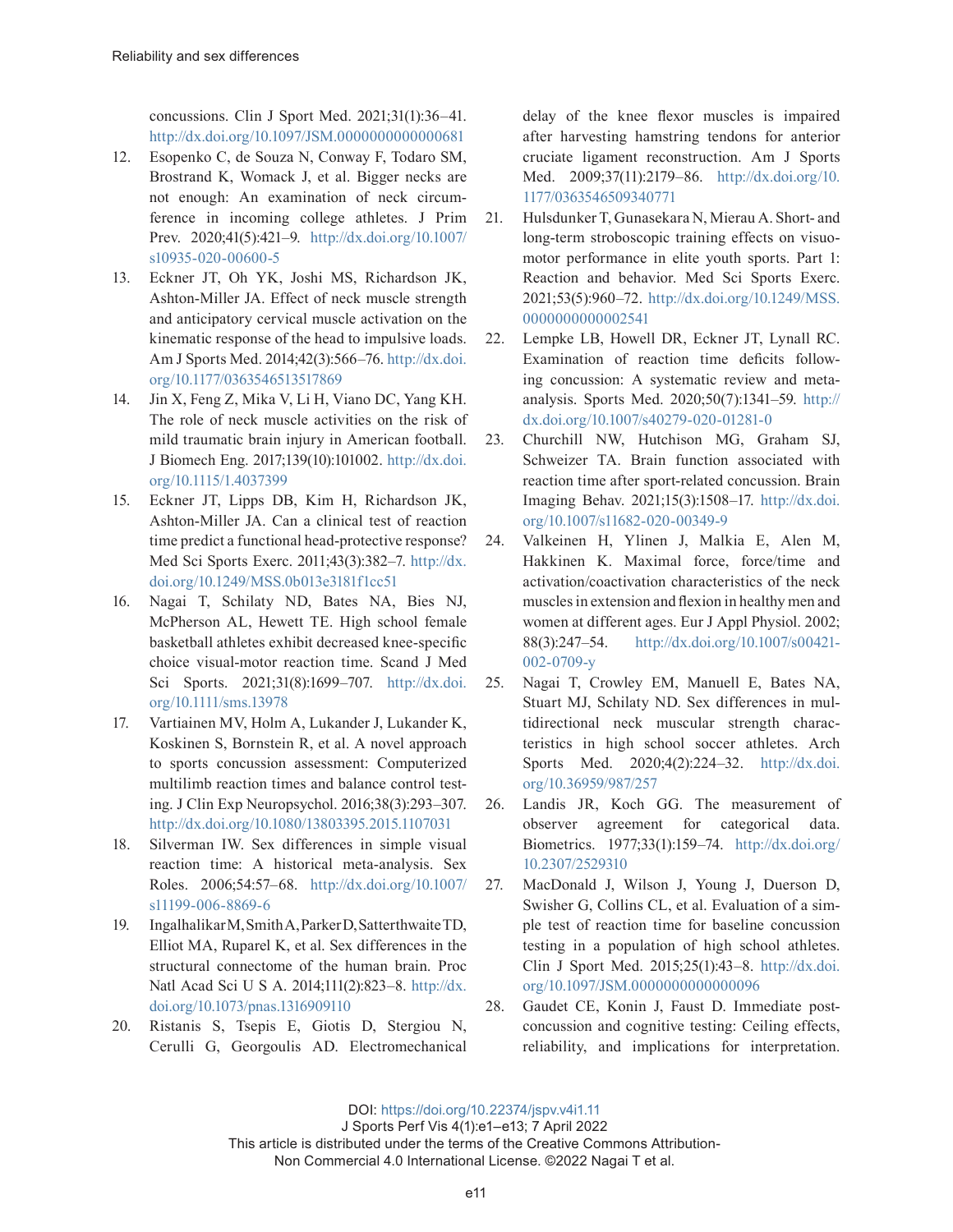concussions. Clin J Sport Med. 2021;31(1):36–41. http://dx.doi.org/10.1097/JSM.0000000000000681

12. Esopenko C, de Souza N, Conway F, Todaro SM, Brostrand K, Womack J, et al. Bigger necks are not enough: An examination of neck circumference in incoming college athletes. J Prim Prev. 2020;41(5):421–9. http://dx.doi.org/10.1007/s10935-020-00600-5
13. Eckner JT, Oh YK, Joshi MS, Richardson JK, Ashton-Miller JA. Effect of neck muscle strength and anticipatory cervical muscle activation on the kinematic response of the head to impulsive loads. Am J Sports Med. 2014;42(3):566–76. http://dx.doi.org/10.1177/0363546513517869
14. Jin X, Feng Z, Mika V, Li H, Viano DC, Yang KH. The role of neck muscle activities on the risk of mild traumatic brain injury in American football. J Biomech Eng. 2017;139(10):101002. http://dx.doi.org/10.1115/1.4037399
15. Eckner JT, Lipps DB, Kim H, Richardson JK, Ashton-Miller JA. Can a clinical test of reaction time predict a functional head-protective response? Med Sci Sports Exerc. 2011;43(3):382–7. http://dx.doi.org/10.1249/MSS.0b013e3181f1cc51
16. Nagai T, Schilaty ND, Bates NA, Bies NJ, McPherson AL, Hewett TE. High school female basketball athletes exhibit decreased knee-specific choice visual-motor reaction time. Scand J Med Sci Sports. 2021;31(8):1699–707. http://dx.doi.org/10.1111/sms.13978
17. Vartiainen MV, Holm A, Lukander J, Lukander K, Koskinen S, Bornstein R, et al. A novel approach to sports concussion assessment: Computerized multilimb reaction times and balance control testing. J Clin Exp Neuropsychol. 2016;38(3):293–307. http://dx.doi.org/10.1080/13803395.2015.1107031
18. Silverman IW. Sex differences in simple visual reaction time: A historical meta-analysis. Sex Roles. 2006;54:57–68. http://dx.doi.org/10.1007/s11199-006-8869-6
19. Ingalhalikar M, Smith A, Parker D, Satterthwaite TD, Elliot MA, Ruparel K, et al. Sex differences in the structural connectome of the human brain. Proc Natl Acad Sci U S A. 2014;111(2):823–8. http://dx.doi.org/10.1073/pnas.1316909110
20. Ristanis S, Tsepis E, Giotis D, Stergiou N, Cerulli G, Georgoulis AD. Electromechanical delay of the knee flexor muscles is impaired after harvesting hamstring tendons for anterior cruciate ligament reconstruction. Am J Sports Med. 2009;37(11):2179–86. http://dx.doi.org/10.1177/0363546509340771
21. Hulsdunker T, Gunasekara N, Mierau A. Short- and long-term stroboscopic training effects on visuomotor performance in elite youth sports. Part 1: Reaction and behavior. Med Sci Sports Exerc. 2021;53(5):960–72. http://dx.doi.org/10.1249/MSS.0000000000002541
22. Lempke LB, Howell DR, Eckner JT, Lynall RC. Examination of reaction time deficits following concussion: A systematic review and meta-analysis. Sports Med. 2020;50(7):1341–59. http://dx.doi.org/10.1007/s40279-020-01281-0
23. Churchill NW, Hutchison MG, Graham SJ, Schweizer TA. Brain function associated with reaction time after sport-related concussion. Brain Imaging Behav. 2021;15(3):1508–17. http://dx.doi.org/10.1007/s11682-020-00349-9
24. Valkeinen H, Ylinen J, Malkia E, Alen M, Hakkinen K. Maximal force, force/time and activation/coactivation characteristics of the neck muscles in extension and flexion in healthy men and women at different ages. Eur J Appl Physiol. 2002; 88(3):247–54. http://dx.doi.org/10.1007/s00421-002-0709-y
25. Nagai T, Crowley EM, Manuell E, Bates NA, Stuart MJ, Schilaty ND. Sex differences in multidirectional neck muscular strength characteristics in high school soccer athletes. Arch Sports Med. 2020;4(2):224–32. http://dx.doi.org/10.36959/987/257
26. Landis JR, Koch GG. The measurement of observer agreement for categorical data. Biometrics. 1977;33(1):159–74. http://dx.doi.org/10.2307/2529310
27. MacDonald J, Wilson J, Young J, Duerson D, Swisher G, Collins CL, et al. Evaluation of a simple test of reaction time for baseline concussion testing in a population of high school athletes. Clin J Sport Med. 2015;25(1):43–8. http://dx.doi.org/10.1097/JSM.0000000000000096
28. Gaudet CE, Konin J, Faust D. Immediate post-concussion and cognitive testing: Ceiling effects, reliability, and implications for interpretation.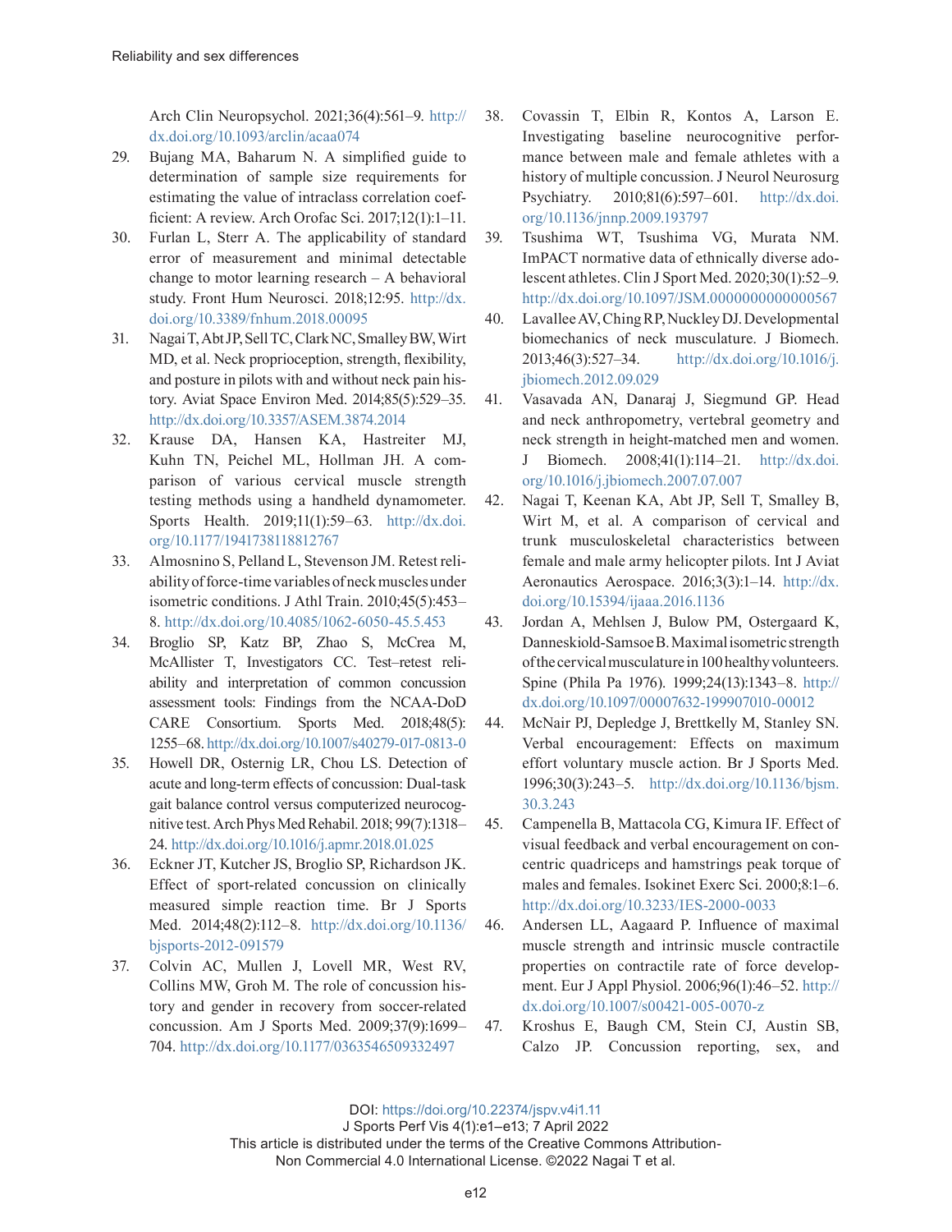Arch Clin Neuropsychol. 2021;36(4):561–9. http://dx.doi.org/10.1093/arclin/acaa074

29. Bujang MA, Baharum N. A simplified guide to determination of sample size requirements for estimating the value of intraclass correlation coefficient: A review. Arch Orofac Sci. 2017;12(1):1–11.
30. Furlan L, Sterr A. The applicability of standard error of measurement and minimal detectable change to motor learning research – A behavioral study. Front Hum Neurosci. 2018;12:95. http://dx.doi.org/10.3389/fnhum.2018.00095
31. Nagai T, Abt JP, Sell TC, Clark NC, Smalley BW, Wirt MD, et al. Neck proprioception, strength, flexibility, and posture in pilots with and without neck pain history. Aviat Space Environ Med. 2014;85(5):529–35. http://dx.doi.org/10.3357/ASEM.3874.2014
32. Krause DA, Hansen KA, Hastreiter MJ, Kuhn TN, Peichel ML, Hollman JH. A comparison of various cervical muscle strength testing methods using a handheld dynamometer. Sports Health. 2019;11(1):59–63. http://dx.doi.org/10.1177/1941738118812767
33. Almosnino S, Pelland L, Stevenson JM. Retest reliability of force-time variables of neck muscles under isometric conditions. J Athl Train. 2010;45(5):453–8. http://dx.doi.org/10.4085/1062-6050-45.5.453
34. Broglio SP, Katz BP, Zhao S, McCrea M, McAllister T, Investigators CC. Test–retest reliability and interpretation of common concussion assessment tools: Findings from the NCAA-DoD CARE Consortium. Sports Med. 2018;48(5):1255–68. http://dx.doi.org/10.1007/s40279-017-0813-0
35. Howell DR, Osternig LR, Chou LS. Detection of acute and long-term effects of concussion: Dual-task gait balance control versus computerized neurocognitive test. Arch Phys Med Rehabil. 2018; 99(7):1318–24. http://dx.doi.org/10.1016/j.apmr.2018.01.025
36. Eckner JT, Kutcher JS, Broglio SP, Richardson JK. Effect of sport-related concussion on clinically measured simple reaction time. Br J Sports Med. 2014;48(2):112–8. http://dx.doi.org/10.1136/bjsports-2012-091579
37. Colvin AC, Mullen J, Lovell MR, West RV, Collins MW, Groh M. The role of concussion history and gender in recovery from soccer-related concussion. Am J Sports Med. 2009;37(9):1699–704. http://dx.doi.org/10.1177/0363546509332497
38. Covassin T, Elbin R, Kontos A, Larson E. Investigating baseline neurocognitive performance between male and female athletes with a history of multiple concussion. J Neurol Neurosurg Psychiatry. 2010;81(6):597–601. http://dx.doi.org/10.1136/jnnp.2009.193797
39. Tsushima WT, Tsushima VG, Murata NM. ImPACT normative data of ethnically diverse adolescent athletes. Clin J Sport Med. 2020;30(1):52–9. http://dx.doi.org/10.1097/JSM.0000000000000567
40. Lavallee AV, Ching RP, Nuckley DJ. Developmental biomechanics of neck musculature. J Biomech. 2013;46(3):527–34. http://dx.doi.org/10.1016/j.jbiomech.2012.09.029
41. Vasavada AN, Danaraj J, Siegmund GP. Head and neck anthropometry, vertebral geometry and neck strength in height-matched men and women. J Biomech. 2008;41(1):114–21. http://dx.doi.org/10.1016/j.jbiomech.2007.07.007
42. Nagai T, Keenan KA, Abt JP, Sell T, Smalley B, Wirt M, et al. A comparison of cervical and trunk musculoskeletal characteristics between female and male army helicopter pilots. Int J Aviat Aeronautics Aerospace. 2016;3(3):1–14. http://dx.doi.org/10.15394/ijaaa.2016.1136
43. Jordan A, Mehlsen J, Bulow PM, Ostergaard K, Danneskiold-Samsoe B. Maximal isometric strength of the cervical musculature in 100 healthy volunteers. Spine (Phila Pa 1976). 1999;24(13):1343–8. http://dx.doi.org/10.1097/00007632-199907010-00012
44. McNair PJ, Depledge J, Brettkelly M, Stanley SN. Verbal encouragement: Effects on maximum effort voluntary muscle action. Br J Sports Med. 1996;30(3):243–5. http://dx.doi.org/10.1136/bjsm.30.3.243
45. Campenella B, Mattacola CG, Kimura IF. Effect of visual feedback and verbal encouragement on concentric quadriceps and hamstrings peak torque of males and females. Isokinet Exerc Sci. 2000;8:1–6. http://dx.doi.org/10.3233/IES-2000-0033
46. Andersen LL, Aagaard P. Influence of maximal muscle strength and intrinsic muscle contractile properties on contractile rate of force development. Eur J Appl Physiol. 2006;96(1):46–52. http://dx.doi.org/10.1007/s00421-005-0070-z
47. Kroshus E, Baugh CM, Stein CJ, Austin SB, Calzo JP. Concussion reporting, sex, and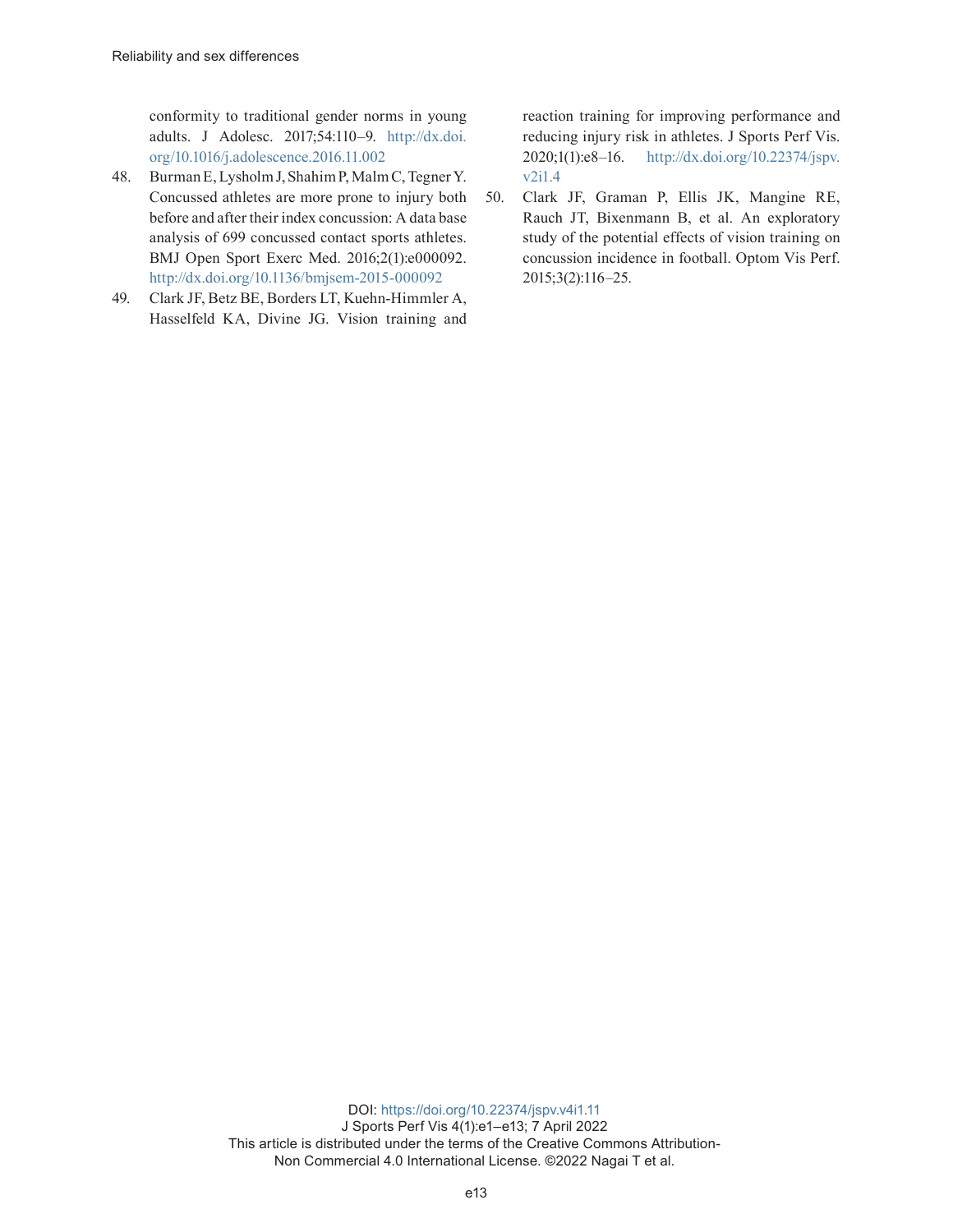conformity to traditional gender norms in young adults. J Adolesc. 2017;54:110–9. http://dx.doi.org/10.1016/j.adolescence.2016.11.002

48. Burman E, Lysholm J, Shahim P, Malm C, Tegner Y. Concussed athletes are more prone to injury both before and after their index concussion: A data base analysis of 699 concussed contact sports athletes. BMJ Open Sport Exerc Med. 2016;2(1):e000092. http://dx.doi.org/10.1136/bmjsem-2015-000092
49. Clark JF, Betz BE, Borders LT, Kuehn-Himmler A, Hasselfeld KA, Divine JG. Vision training and reaction training for improving performance and reducing injury risk in athletes. J Sports Perf Vis. 2020;1(1):e8–16. http://dx.doi.org/10.22374/jspv.v2i1.4
50. Clark JF, Graman P, Ellis JK, Mangine RE, Rauch JT, Bixenmann B, et al. An exploratory study of the potential effects of vision training on concussion incidence in football. Optom Vis Perf. 2015;3(2):116–25.